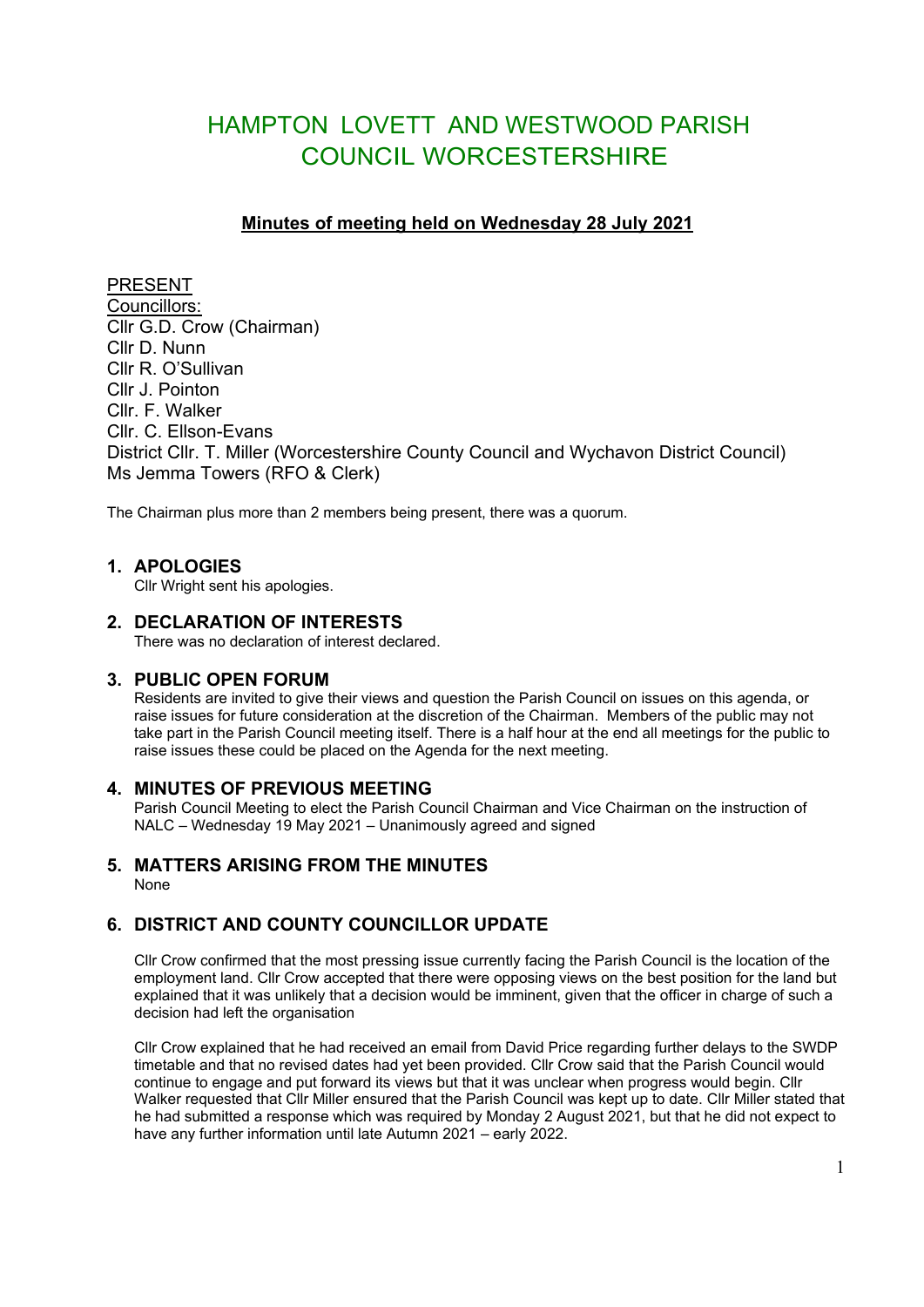# HAMPTON LOVETT AND WESTWOOD PARISH COUNCIL WORCESTERSHIRE

**Minutes of meeting held on Wednesday 28 July 2021**

PRESENT
Councillors:
Cllr G.D. Crow (Chairman)
Cllr D. Nunn
Cllr R. O'Sullivan
Cllr J. Pointon
Cllr. F. Walker
Cllr. C. Ellson-Evans
District Cllr. T. Miller (Worcestershire County Council and Wychavon District Council)
Ms Jemma Towers (RFO & Clerk)

The Chairman plus more than 2 members being present, there was a quorum.

## 1. APOLOGIES

Cllr Wright sent his apologies.

## 2. DECLARATION OF INTERESTS

There was no declaration of interest declared.

## 3. PUBLIC OPEN FORUM

Residents are invited to give their views and question the Parish Council on issues on this agenda, or raise issues for future consideration at the discretion of the Chairman. Members of the public may not take part in the Parish Council meeting itself. There is a half hour at the end all meetings for the public to raise issues these could be placed on the Agenda for the next meeting.

## 4. MINUTES OF PREVIOUS MEETING

Parish Council Meeting to elect the Parish Council Chairman and Vice Chairman on the instruction of NALC – Wednesday 19 May 2021 – Unanimously agreed and signed

## 5. MATTERS ARISING FROM THE MINUTES

None

## 6. DISTRICT AND COUNTY COUNCILLOR UPDATE

Cllr Crow confirmed that the most pressing issue currently facing the Parish Council is the location of the employment land. Cllr Crow accepted that there were opposing views on the best position for the land but explained that it was unlikely that a decision would be imminent, given that the officer in charge of such a decision had left the organisation

Cllr Crow explained that he had received an email from David Price regarding further delays to the SWDP timetable and that no revised dates had yet been provided. Cllr Crow said that the Parish Council would continue to engage and put forward its views but that it was unclear when progress would begin. Cllr Walker requested that Cllr Miller ensured that the Parish Council was kept up to date. Cllr Miller stated that he had submitted a response which was required by Monday 2 August 2021, but that he did not expect to have any further information until late Autumn 2021 – early 2022.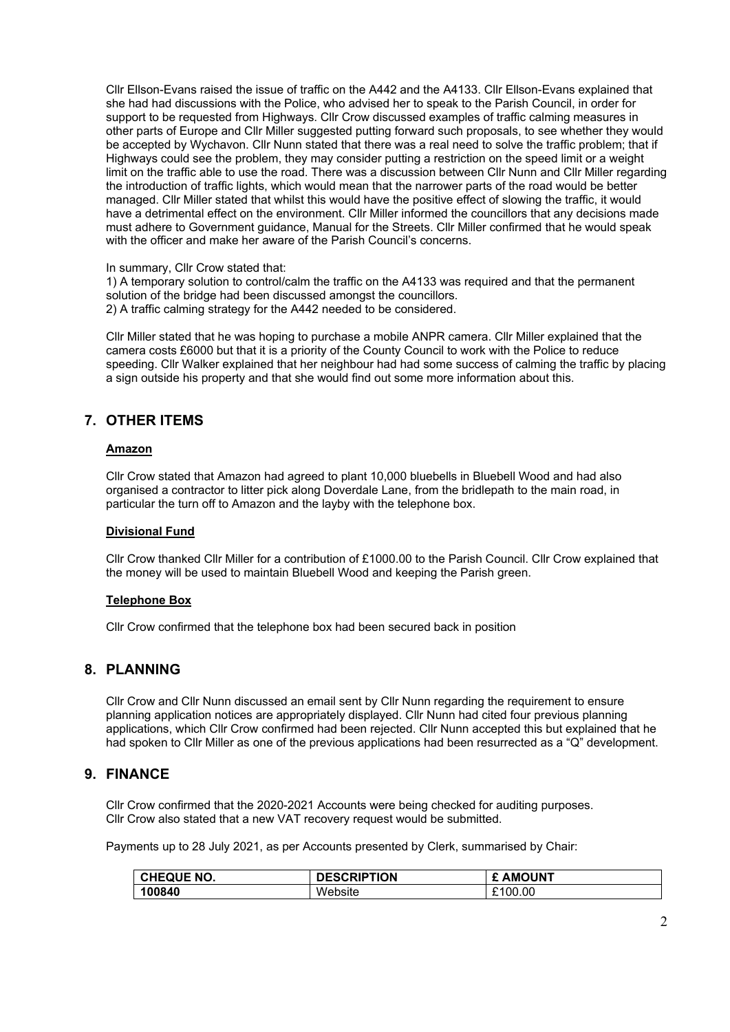Cllr Ellson-Evans raised the issue of traffic on the A442 and the A4133. Cllr Ellson-Evans explained that she had had discussions with the Police, who advised her to speak to the Parish Council, in order for support to be requested from Highways. Cllr Crow discussed examples of traffic calming measures in other parts of Europe and Cllr Miller suggested putting forward such proposals, to see whether they would be accepted by Wychavon. Cllr Nunn stated that there was a real need to solve the traffic problem; that if Highways could see the problem, they may consider putting a restriction on the speed limit or a weight limit on the traffic able to use the road. There was a discussion between Cllr Nunn and Cllr Miller regarding the introduction of traffic lights, which would mean that the narrower parts of the road would be better managed. Cllr Miller stated that whilst this would have the positive effect of slowing the traffic, it would have a detrimental effect on the environment. Cllr Miller informed the councillors that any decisions made must adhere to Government guidance, Manual for the Streets. Cllr Miller confirmed that he would speak with the officer and make her aware of the Parish Council's concerns.

In summary, Cllr Crow stated that:

1) A temporary solution to control/calm the traffic on the A4133 was required and that the permanent solution of the bridge had been discussed amongst the councillors.
2) A traffic calming strategy for the A442 needed to be considered.

Cllr Miller stated that he was hoping to purchase a mobile ANPR camera. Cllr Miller explained that the camera costs £6000 but that it is a priority of the County Council to work with the Police to reduce speeding. Cllr Walker explained that her neighbour had had some success of calming the traffic by placing a sign outside his property and that she would find out some more information about this.

## 7. OTHER ITEMS

**Amazon**

Cllr Crow stated that Amazon had agreed to plant 10,000 bluebells in Bluebell Wood and had also organised a contractor to litter pick along Doverdale Lane, from the bridlepath to the main road, in particular the turn off to Amazon and the layby with the telephone box.

**Divisional Fund**

Cllr Crow thanked Cllr Miller for a contribution of £1000.00 to the Parish Council. Cllr Crow explained that the money will be used to maintain Bluebell Wood and keeping the Parish green.

**Telephone Box**

Cllr Crow confirmed that the telephone box had been secured back in position

## 8. PLANNING

Cllr Crow and Cllr Nunn discussed an email sent by Cllr Nunn regarding the requirement to ensure planning application notices are appropriately displayed. Cllr Nunn had cited four previous planning applications, which Cllr Crow confirmed had been rejected. Cllr Nunn accepted this but explained that he had spoken to Cllr Miller as one of the previous applications had been resurrected as a "Q" development.

## 9. FINANCE

Cllr Crow confirmed that the 2020-2021 Accounts were being checked for auditing purposes.
Cllr Crow also stated that a new VAT recovery request would be submitted.

Payments up to 28 July 2021, as per Accounts presented by Clerk, summarised by Chair:

| CHEQUE NO. | DESCRIPTION | £ AMOUNT |
|---|---|---|
| **100840** | Website | £100.00 |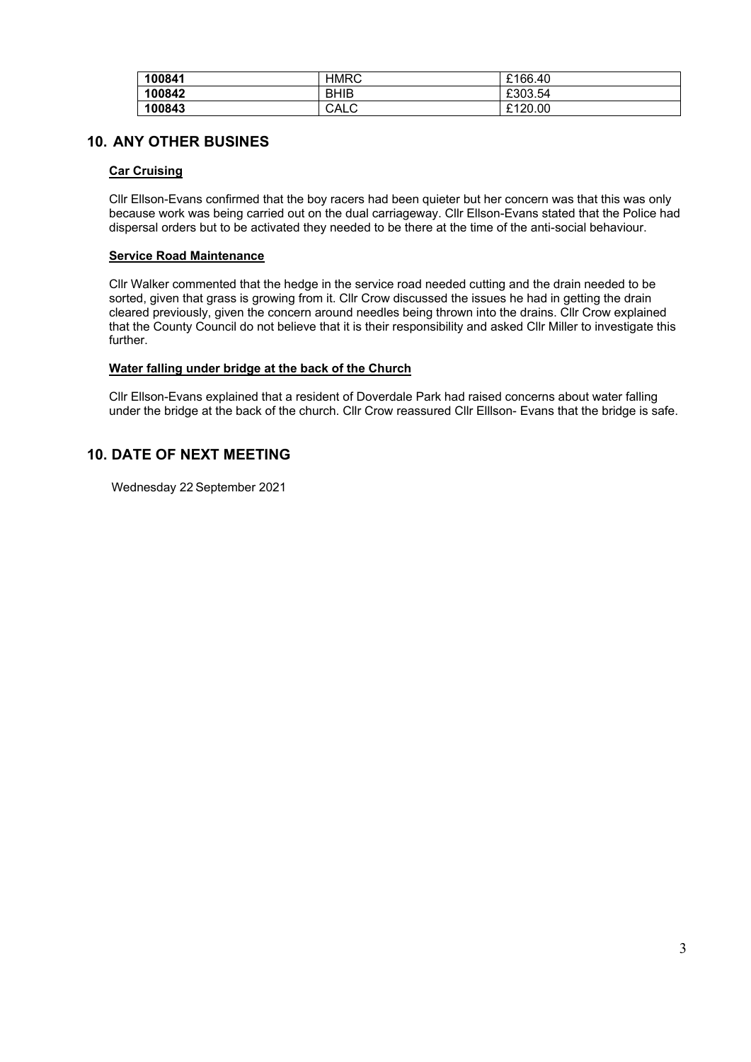| | | |
|---|---|---|
| **100841** | HMRC | £166.40 |
| **100842** | BHIB | £303.54 |
| **100843** | CALC | £120.00 |

## 10. ANY OTHER BUSINES

**Car Cruising**

Cllr Ellson-Evans confirmed that the boy racers had been quieter but her concern was that this was only because work was being carried out on the dual carriageway. Cllr Ellson-Evans stated that the Police had dispersal orders but to be activated they needed to be there at the time of the anti-social behaviour.

**Service Road Maintenance**

Cllr Walker commented that the hedge in the service road needed cutting and the drain needed to be sorted, given that grass is growing from it. Cllr Crow discussed the issues he had in getting the drain cleared previously, given the concern around needles being thrown into the drains. Cllr Crow explained that the County Council do not believe that it is their responsibility and asked Cllr Miller to investigate this further.

**Water falling under bridge at the back of the Church**

Cllr Ellson-Evans explained that a resident of Doverdale Park had raised concerns about water falling under the bridge at the back of the church. Cllr Crow reassured Cllr Elllson- Evans that the bridge is safe.

## 10. DATE OF NEXT MEETING

Wednesday 22 September 2021